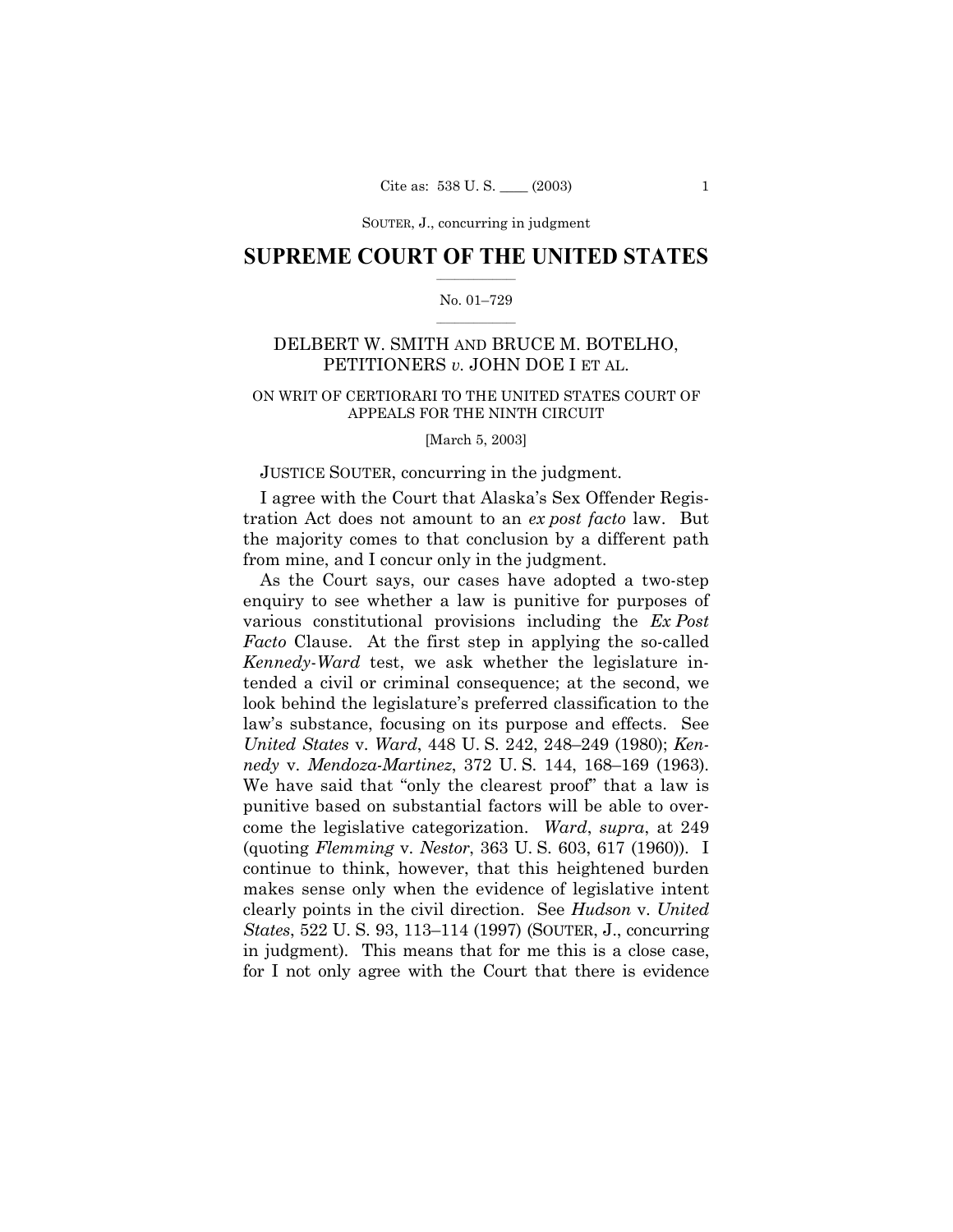# SUPREME COURT OF THE UNITED STATES

No. 01–729

DELBERT W. SMITH AND BRUCE M. BOTELHO, PETITIONERS *v.* JOHN DOE I ET AL.

ON WRIT OF CERTIORARI TO THE UNITED STATES COURT OF APPEALS FOR THE NINTH CIRCUIT

[March 5, 2003]

JUSTICE SOUTER, concurring in the judgment.

I agree with the Court that Alaska's Sex Offender Registration Act does not amount to an *ex post facto* law. But the majority comes to that conclusion by a different path from mine, and I concur only in the judgment.

As the Court says, our cases have adopted a two-step enquiry to see whether a law is punitive for purposes of various constitutional provisions including the *Ex Post Facto* Clause. At the first step in applying the so-called *Kennedy-Ward* test, we ask whether the legislature intended a civil or criminal consequence; at the second, we look behind the legislature's preferred classification to the law's substance, focusing on its purpose and effects. See *United States* v. *Ward*, 448 U. S. 242, 248–249 (1980); *Kennedy* v. *Mendoza-Martinez*, 372 U. S. 144, 168–169 (1963). We have said that "only the clearest proof" that a law is punitive based on substantial factors will be able to overcome the legislative categorization. *Ward*, *supra*, at 249 (quoting *Flemming* v. *Nestor*, 363 U. S. 603, 617 (1960)). I continue to think, however, that this heightened burden makes sense only when the evidence of legislative intent clearly points in the civil direction. See *Hudson* v. *United States*, 522 U. S. 93, 113–114 (1997) (SOUTER, J., concurring in judgment). This means that for me this is a close case, for I not only agree with the Court that there is evidence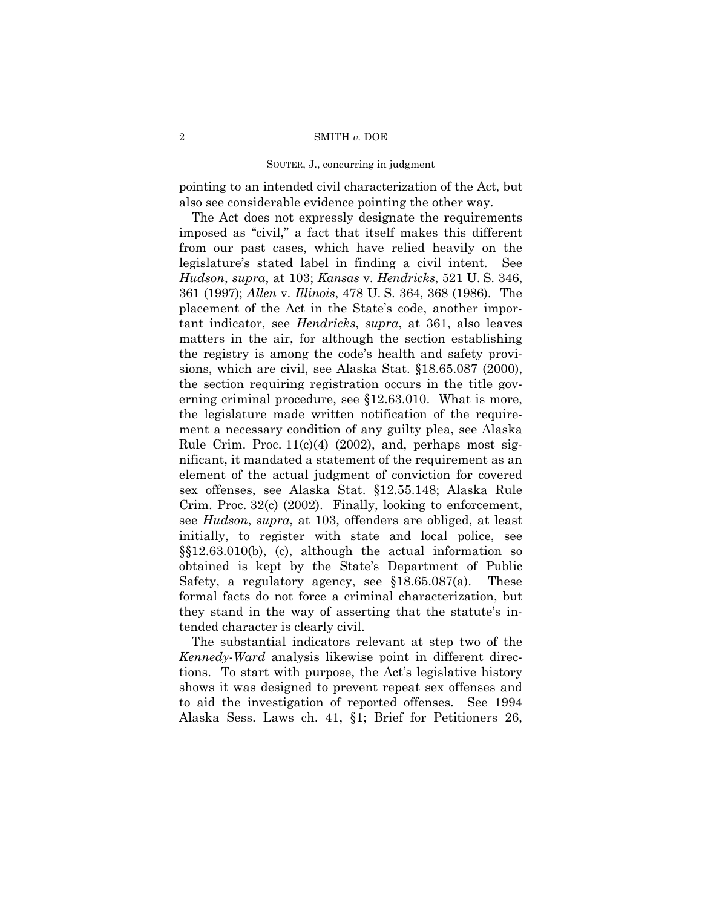pointing to an intended civil characterization of the Act, but also see considerable evidence pointing the other way.

The Act does not expressly designate the requirements imposed as "civil," a fact that itself makes this different from our past cases, which have relied heavily on the legislature's stated label in finding a civil intent. See *Hudson*, *supra*, at 103; *Kansas* v. *Hendricks*, 521 U. S. 346, 361 (1997); *Allen* v. *Illinois*, 478 U. S. 364, 368 (1986). The placement of the Act in the State's code, another important indicator, see *Hendricks*, *supra*, at 361, also leaves matters in the air, for although the section establishing the registry is among the code's health and safety provisions, which are civil, see Alaska Stat. §18.65.087 (2000), the section requiring registration occurs in the title governing criminal procedure, see §12.63.010. What is more, the legislature made written notification of the requirement a necessary condition of any guilty plea, see Alaska Rule Crim. Proc. 11(c)(4) (2002), and, perhaps most significant, it mandated a statement of the requirement as an element of the actual judgment of conviction for covered sex offenses, see Alaska Stat. §12.55.148; Alaska Rule Crim. Proc. 32(c) (2002). Finally, looking to enforcement, see *Hudson*, *supra*, at 103, offenders are obliged, at least initially, to register with state and local police, see §§12.63.010(b), (c), although the actual information so obtained is kept by the State's Department of Public Safety, a regulatory agency, see §18.65.087(a). These formal facts do not force a criminal characterization, but they stand in the way of asserting that the statute's intended character is clearly civil.

The substantial indicators relevant at step two of the *Kennedy-Ward* analysis likewise point in different directions. To start with purpose, the Act's legislative history shows it was designed to prevent repeat sex offenses and to aid the investigation of reported offenses. See 1994 Alaska Sess. Laws ch. 41, §1; Brief for Petitioners 26,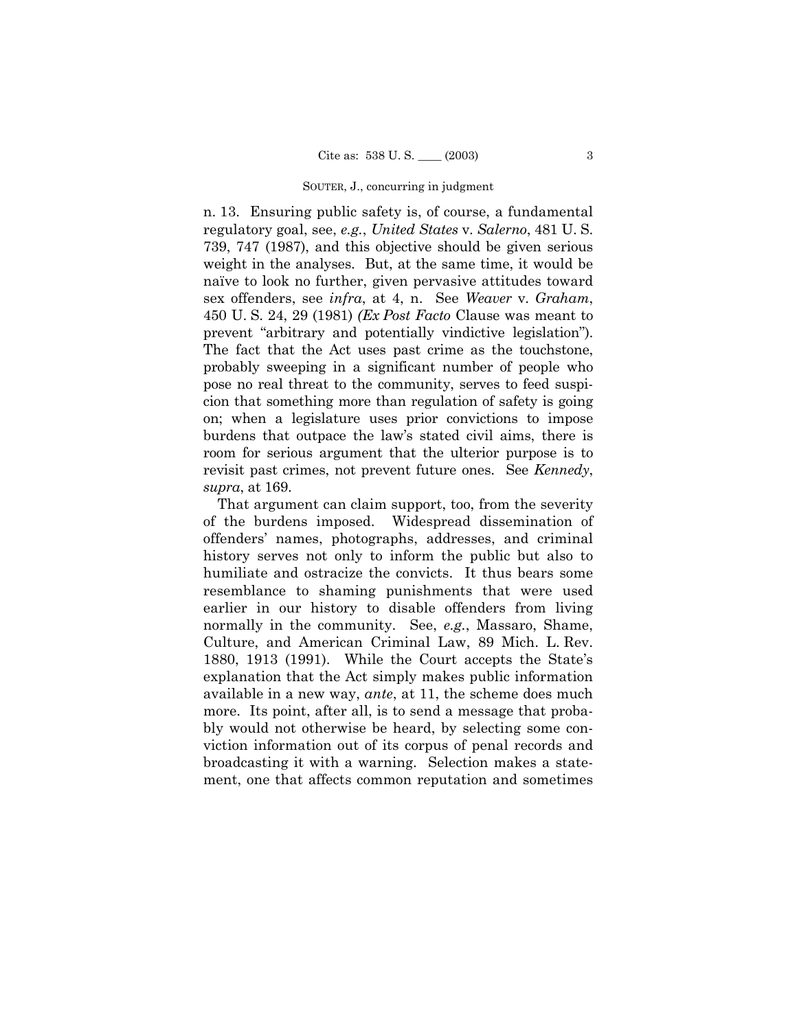n. 13. Ensuring public safety is, of course, a fundamental regulatory goal, see, *e.g.*, *United States* v. *Salerno*, 481 U. S. 739, 747 (1987), and this objective should be given serious weight in the analyses. But, at the same time, it would be naïve to look no further, given pervasive attitudes toward sex offenders, see *infra*, at 4, n. See *Weaver* v. *Graham*, 450 U. S. 24, 29 (1981) *(Ex Post Facto* Clause was meant to prevent "arbitrary and potentially vindictive legislation"). The fact that the Act uses past crime as the touchstone, probably sweeping in a significant number of people who pose no real threat to the community, serves to feed suspicion that something more than regulation of safety is going on; when a legislature uses prior convictions to impose burdens that outpace the law's stated civil aims, there is room for serious argument that the ulterior purpose is to revisit past crimes, not prevent future ones. See *Kennedy*, *supra*, at 169.

That argument can claim support, too, from the severity of the burdens imposed. Widespread dissemination of offenders' names, photographs, addresses, and criminal history serves not only to inform the public but also to humiliate and ostracize the convicts. It thus bears some resemblance to shaming punishments that were used earlier in our history to disable offenders from living normally in the community. See, *e.g.*, Massaro, Shame, Culture, and American Criminal Law, 89 Mich. L. Rev. 1880, 1913 (1991). While the Court accepts the State's explanation that the Act simply makes public information available in a new way, *ante*, at 11, the scheme does much more. Its point, after all, is to send a message that probably would not otherwise be heard, by selecting some conviction information out of its corpus of penal records and broadcasting it with a warning. Selection makes a statement, one that affects common reputation and sometimes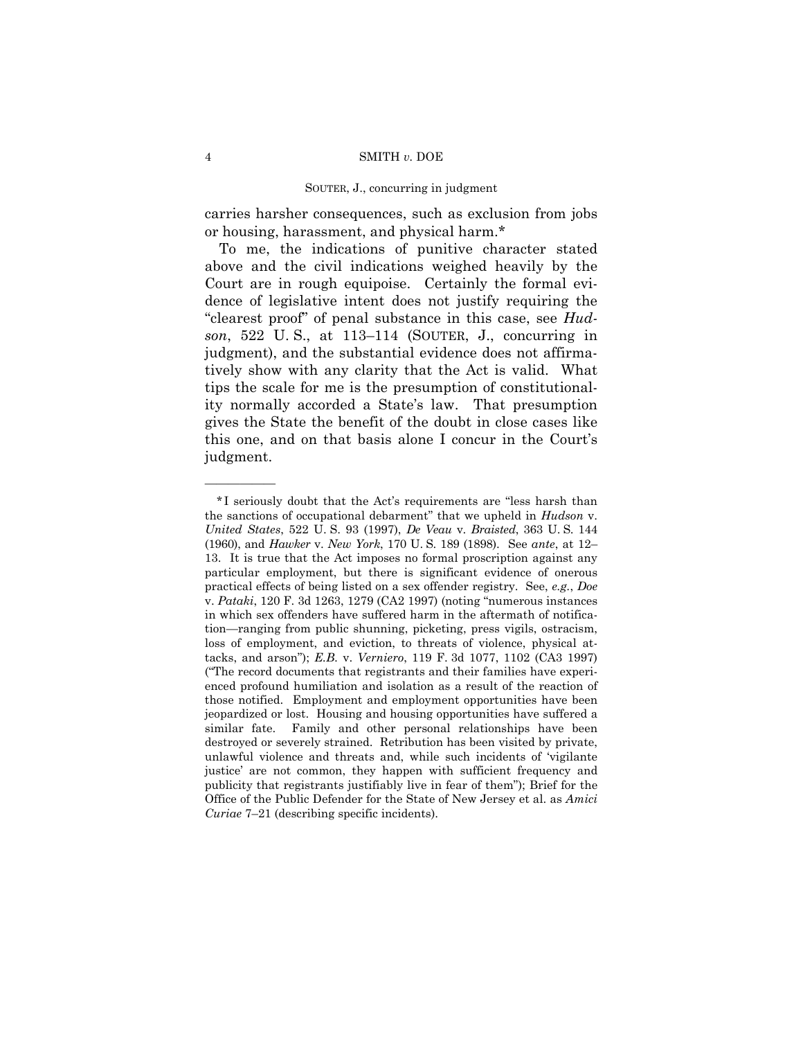carries harsher consequences, such as exclusion from jobs or housing, harassment, and physical harm.*

To me, the indications of punitive character stated above and the civil indications weighed heavily by the Court are in rough equipoise. Certainly the formal evidence of legislative intent does not justify requiring the "clearest proof" of penal substance in this case, see *Hudson*, 522 U. S., at 113–114 (SOUTER, J., concurring in judgment), and the substantial evidence does not affirmatively show with any clarity that the Act is valid. What tips the scale for me is the presumption of constitutionality normally accorded a State's law. That presumption gives the State the benefit of the doubt in close cases like this one, and on that basis alone I concur in the Court's judgment.

---

*I seriously doubt that the Act's requirements are "less harsh than the sanctions of occupational debarment" that we upheld in *Hudson* v. *United States*, 522 U. S. 93 (1997), *De Veau* v. *Braisted*, 363 U. S. 144 (1960), and *Hawker* v. *New York*, 170 U. S. 189 (1898). See *ante*, at 12–13. It is true that the Act imposes no formal proscription against any particular employment, but there is significant evidence of onerous practical effects of being listed on a sex offender registry. See, *e.g.*, *Doe* v. *Pataki*, 120 F. 3d 1263, 1279 (CA2 1997) (noting "numerous instances in which sex offenders have suffered harm in the aftermath of notification—ranging from public shunning, picketing, press vigils, ostracism, loss of employment, and eviction, to threats of violence, physical attacks, and arson"); *E.B.* v. *Verniero*, 119 F. 3d 1077, 1102 (CA3 1997) ("The record documents that registrants and their families have experienced profound humiliation and isolation as a result of the reaction of those notified. Employment and employment opportunities have been jeopardized or lost. Housing and housing opportunities have suffered a similar fate. Family and other personal relationships have been destroyed or severely strained. Retribution has been visited by private, unlawful violence and threats and, while such incidents of 'vigilante justice' are not common, they happen with sufficient frequency and publicity that registrants justifiably live in fear of them"); Brief for the Office of the Public Defender for the State of New Jersey et al. as *Amici Curiae* 7–21 (describing specific incidents).